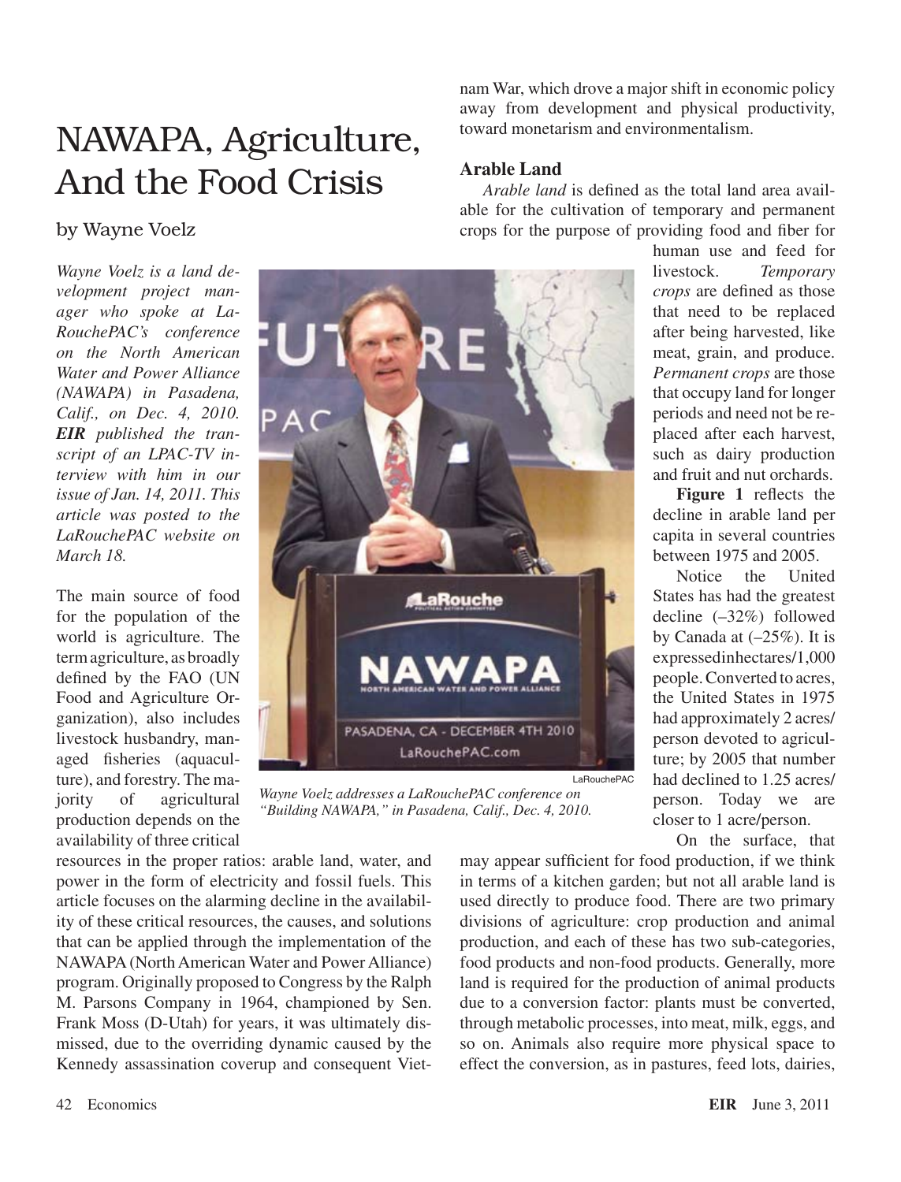# NAWAPA, Agriculture, And the Food Crisis

by Wayne Voelz

*Wayne Voelz is a land development project manager who spoke at LaRouchePAC's conference on the North American Water and Power Alliance (NAWAPA) in Pasadena, Calif., on Dec. 4, 2010. **EIR** published the transcript of an LPAC-TV interview with him in our issue of Jan. 14, 2011. This article was posted to the LaRouchePAC website on March 18.*

The main source of food for the population of the world is agriculture. The term agriculture, as broadly defined by the FAO (UN Food and Agriculture Organization), also includes livestock husbandry, managed fisheries (aquaculture), and forestry. The majority of agricultural production depends on the availability of three critical resources in the proper ratios: arable land, water, and power in the form of electricity and fossil fuels. This article focuses on the alarming decline in the availability of these critical resources, the causes, and solutions that can be applied through the implementation of the NAWAPA (North American Water and Power Alliance) program. Originally proposed to Congress by the Ralph M. Parsons Company in 1964, championed by Sen. Frank Moss (D-Utah) for years, it was ultimately dismissed, due to the overriding dynamic caused by the Kennedy assassination coverup and consequent Vietnam War, which drove a major shift in economic policy away from development and physical productivity, toward monetarism and environmentalism.

LaRouchePAC

*Wayne Voelz addresses a LaRouchePAC conference on "Building NAWAPA," in Pasadena, Calif., Dec. 4, 2010.*

## Arable Land

*Arable land* is defined as the total land area available for the cultivation of temporary and permanent crops for the purpose of providing food and fiber for human use and feed for livestock. *Temporary crops* are defined as those that need to be replaced after being harvested, like meat, grain, and produce. *Permanent crops* are those that occupy land for longer periods and need not be replaced after each harvest, such as dairy production and fruit and nut orchards.

**Figure 1** reflects the decline in arable land per capita in several countries between 1975 and 2005.

Notice the United States has had the greatest decline (–32%) followed by Canada at (–25%). It is expressedinhectares/1,000 people. Converted to acres, the United States in 1975 had approximately 2 acres/person devoted to agriculture; by 2005 that number had declined to 1.25 acres/person. Today we are closer to 1 acre/person.

On the surface, that may appear sufficient for food production, if we think in terms of a kitchen garden; but not all arable land is used directly to produce food. There are two primary divisions of agriculture: crop production and animal production, and each of these has two sub-categories, food products and non-food products. Generally, more land is required for the production of animal products due to a conversion factor: plants must be converted, through metabolic processes, into meat, milk, eggs, and so on. Animals also require more physical space to effect the conversion, as in pastures, feed lots, dairies,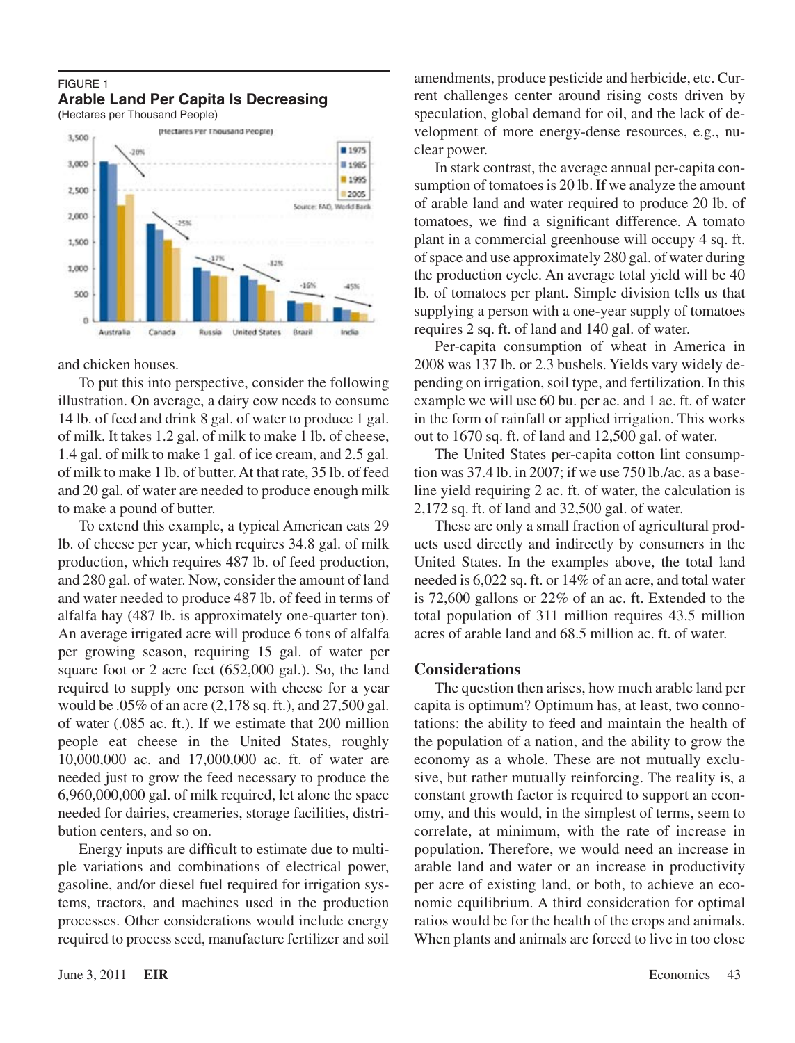FIGURE 1

**Arable Land Per Capita Is Decreasing**

(Hectares per Thousand People)

and chicken houses.

To put this into perspective, consider the following illustration. On average, a dairy cow needs to consume 14 lb. of feed and drink 8 gal. of water to produce 1 gal. of milk. It takes 1.2 gal. of milk to make 1 lb. of cheese, 1.4 gal. of milk to make 1 gal. of ice cream, and 2.5 gal. of milk to make 1 lb. of butter. At that rate, 35 lb. of feed and 20 gal. of water are needed to produce enough milk to make a pound of butter.

To extend this example, a typical American eats 29 lb. of cheese per year, which requires 34.8 gal. of milk production, which requires 487 lb. of feed production, and 280 gal. of water. Now, consider the amount of land and water needed to produce 487 lb. of feed in terms of alfalfa hay (487 lb. is approximately one-quarter ton). An average irrigated acre will produce 6 tons of alfalfa per growing season, requiring 15 gal. of water per square foot or 2 acre feet (652,000 gal.). So, the land required to supply one person with cheese for a year would be .05% of an acre (2,178 sq. ft.), and 27,500 gal. of water (.085 ac. ft.). If we estimate that 200 million people eat cheese in the United States, roughly 10,000,000 ac. and 17,000,000 ac. ft. of water are needed just to grow the feed necessary to produce the 6,960,000,000 gal. of milk required, let alone the space needed for dairies, creameries, storage facilities, distribution centers, and so on.

Energy inputs are difficult to estimate due to multiple variations and combinations of electrical power, gasoline, and/or diesel fuel required for irrigation systems, tractors, and machines used in the production processes. Other considerations would include energy required to process seed, manufacture fertilizer and soil amendments, produce pesticide and herbicide, etc. Current challenges center around rising costs driven by speculation, global demand for oil, and the lack of development of more energy-dense resources, e.g., nuclear power.

In stark contrast, the average annual per-capita consumption of tomatoes is 20 lb. If we analyze the amount of arable land and water required to produce 20 lb. of tomatoes, we find a significant difference. A tomato plant in a commercial greenhouse will occupy 4 sq. ft. of space and use approximately 280 gal. of water during the production cycle. An average total yield will be 40 lb. of tomatoes per plant. Simple division tells us that supplying a person with a one-year supply of tomatoes requires 2 sq. ft. of land and 140 gal. of water.

Per-capita consumption of wheat in America in 2008 was 137 lb. or 2.3 bushels. Yields vary widely depending on irrigation, soil type, and fertilization. In this example we will use 60 bu. per ac. and 1 ac. ft. of water in the form of rainfall or applied irrigation. This works out to 1670 sq. ft. of land and 12,500 gal. of water.

The United States per-capita cotton lint consumption was 37.4 lb. in 2007; if we use 750 lb./ac. as a baseline yield requiring 2 ac. ft. of water, the calculation is 2,172 sq. ft. of land and 32,500 gal. of water.

These are only a small fraction of agricultural products used directly and indirectly by consumers in the United States. In the examples above, the total land needed is 6,022 sq. ft. or 14% of an acre, and total water is 72,600 gallons or 22% of an ac. ft. Extended to the total population of 311 million requires 43.5 million acres of arable land and 68.5 million ac. ft. of water.

## Considerations

The question then arises, how much arable land per capita is optimum? Optimum has, at least, two connotations: the ability to feed and maintain the health of the population of a nation, and the ability to grow the economy as a whole. These are not mutually exclusive, but rather mutually reinforcing. The reality is, a constant growth factor is required to support an economy, and this would, in the simplest of terms, seem to correlate, at minimum, with the rate of increase in population. Therefore, we would need an increase in arable land and water or an increase in productivity per acre of existing land, or both, to achieve an economic equilibrium. A third consideration for optimal ratios would be for the health of the crops and animals. When plants and animals are forced to live in too close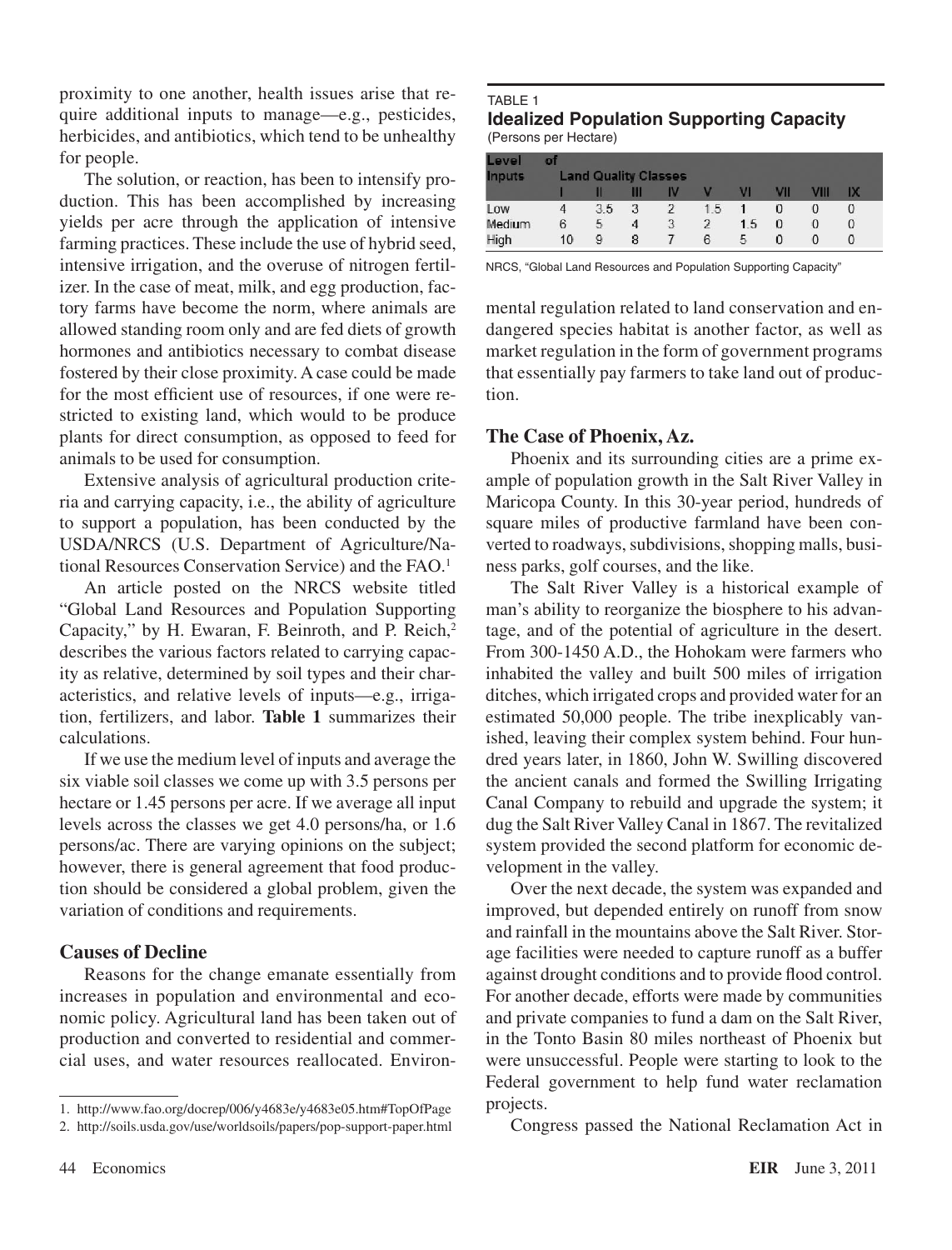proximity to one another, health issues arise that require additional inputs to manage—e.g., pesticides, herbicides, and antibiotics, which tend to be unhealthy for people.

The solution, or reaction, has been to intensify production. This has been accomplished by increasing yields per acre through the application of intensive farming practices. These include the use of hybrid seed, intensive irrigation, and the overuse of nitrogen fertilizer. In the case of meat, milk, and egg production, factory farms have become the norm, where animals are allowed standing room only and are fed diets of growth hormones and antibiotics necessary to combat disease fostered by their close proximity. A case could be made for the most efficient use of resources, if one were restricted to existing land, which would to be produce plants for direct consumption, as opposed to feed for animals to be used for consumption.

Extensive analysis of agricultural production criteria and carrying capacity, i.e., the ability of agriculture to support a population, has been conducted by the USDA/NRCS (U.S. Department of Agriculture/National Resources Conservation Service) and the FAO.[1]

An article posted on the NRCS website titled "Global Land Resources and Population Supporting Capacity," by H. Ewaran, F. Beinroth, and P. Reich,[2] describes the various factors related to carrying capacity as relative, determined by soil types and their characteristics, and relative levels of inputs—e.g., irrigation, fertilizers, and labor. **Table 1** summarizes their calculations.

If we use the medium level of inputs and average the six viable soil classes we come up with 3.5 persons per hectare or 1.45 persons per acre. If we average all input levels across the classes we get 4.0 persons/ha, or 1.6 persons/ac. There are varying opinions on the subject; however, there is general agreement that food production should be considered a global problem, given the variation of conditions and requirements.

TABLE 1
**Idealized Population Supporting Capacity**
(Persons per Hectare)

| Level of Inputs | Land Quality Classes | | | | | | | | |
|---|---|---|---|---|---|---|---|---|---|
| | I | II | III | IV | V | VI | VII | VIII | IX |
| Low | 4 | 3.5 | 3 | 2 | 1.5 | 1 | 0 | 0 | 0 |
| Medium | 6 | 5 | 4 | 3 | 2 | 1.5 | 0 | 0 | 0 |
| High | 10 | 9 | 8 | 7 | 6 | 5 | 0 | 0 | 0 |

NRCS, "Global Land Resources and Population Supporting Capacity"

## Causes of Decline

Reasons for the change emanate essentially from increases in population and environmental and economic policy. Agricultural land has been taken out of production and converted to residential and commercial uses, and water resources reallocated. Environmental regulation related to land conservation and endangered species habitat is another factor, as well as market regulation in the form of government programs that essentially pay farmers to take land out of production.

## The Case of Phoenix, Az.

Phoenix and its surrounding cities are a prime example of population growth in the Salt River Valley in Maricopa County. In this 30-year period, hundreds of square miles of productive farmland have been converted to roadways, subdivisions, shopping malls, business parks, golf courses, and the like.

The Salt River Valley is a historical example of man's ability to reorganize the biosphere to his advantage, and of the potential of agriculture in the desert. From 300-1450 A.D., the Hohokam were farmers who inhabited the valley and built 500 miles of irrigation ditches, which irrigated crops and provided water for an estimated 50,000 people. The tribe inexplicably vanished, leaving their complex system behind. Four hundred years later, in 1860, John W. Swilling discovered the ancient canals and formed the Swilling Irrigating Canal Company to rebuild and upgrade the system; it dug the Salt River Valley Canal in 1867. The revitalized system provided the second platform for economic development in the valley.

Over the next decade, the system was expanded and improved, but depended entirely on runoff from snow and rainfall in the mountains above the Salt River. Storage facilities were needed to capture runoff as a buffer against drought conditions and to provide flood control. For another decade, efforts were made by communities and private companies to fund a dam on the Salt River, in the Tonto Basin 80 miles northeast of Phoenix but were unsuccessful. People were starting to look to the Federal government to help fund water reclamation projects.

Congress passed the National Reclamation Act in

---

1. http://www.fao.org/docrep/006/y4683e/y4683e05.htm#TopOfPage
2. http://soils.usda.gov/use/worldsoils/papers/pop-support-paper.html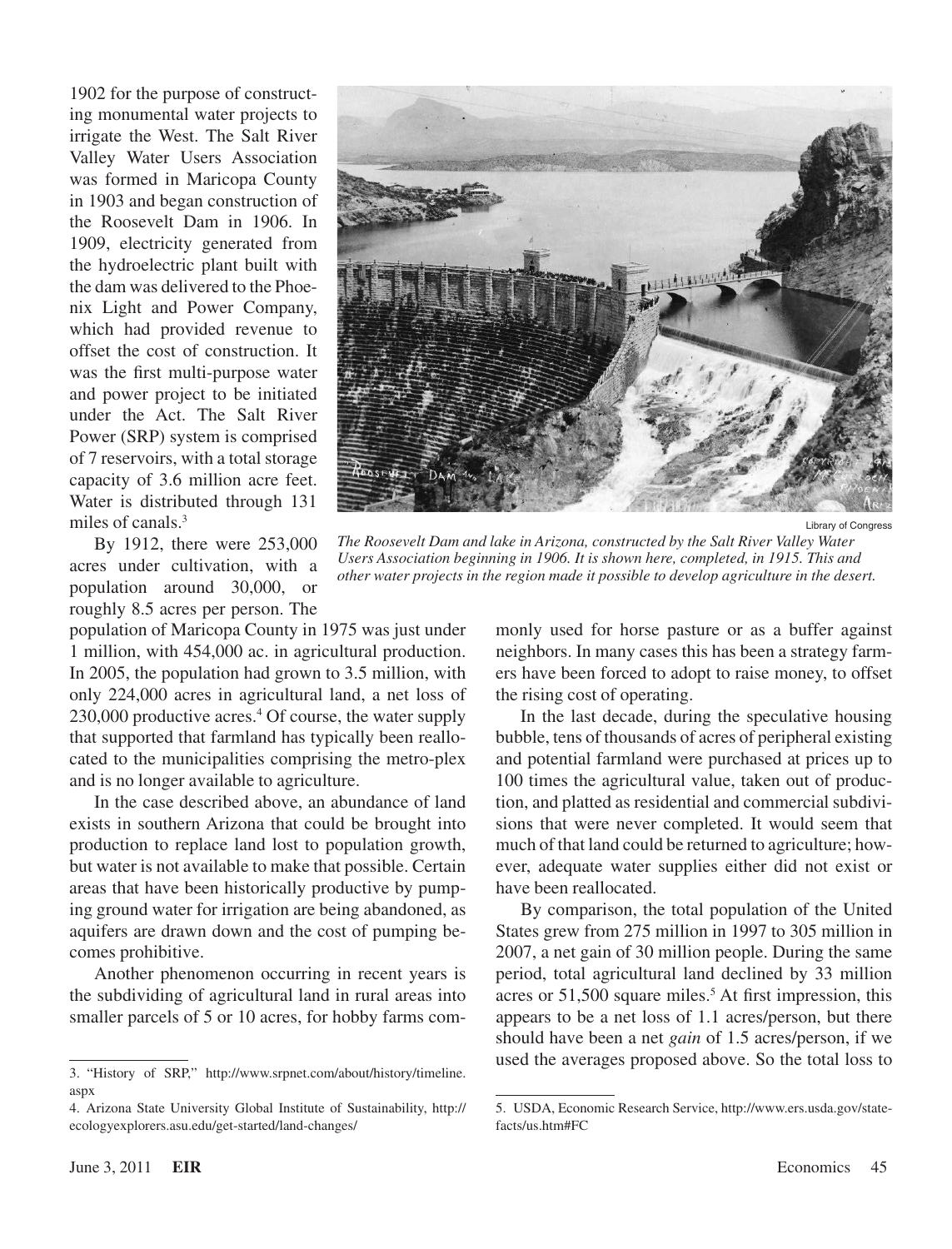1902 for the purpose of constructing monumental water projects to irrigate the West. The Salt River Valley Water Users Association was formed in Maricopa County in 1903 and began construction of the Roosevelt Dam in 1906. In 1909, electricity generated from the hydroelectric plant built with the dam was delivered to the Phoenix Light and Power Company, which had provided revenue to offset the cost of construction. It was the first multi-purpose water and power project to be initiated under the Act. The Salt River Power (SRP) system is comprised of 7 reservoirs, with a total storage capacity of 3.6 million acre feet. Water is distributed through 131 miles of canals.[3]

Library of Congress

*The Roosevelt Dam and lake in Arizona, constructed by the Salt River Valley Water Users Association beginning in 1906. It is shown here, completed, in 1915. This and other water projects in the region made it possible to develop agriculture in the desert.*

By 1912, there were 253,000 acres under cultivation, with a population around 30,000, or roughly 8.5 acres per person. The population of Maricopa County in 1975 was just under 1 million, with 454,000 ac. in agricultural production. In 2005, the population had grown to 3.5 million, with only 224,000 acres in agricultural land, a net loss of 230,000 productive acres.[4] Of course, the water supply that supported that farmland has typically been reallocated to the municipalities comprising the metro-plex and is no longer available to agriculture.

In the case described above, an abundance of land exists in southern Arizona that could be brought into production to replace land lost to population growth, but water is not available to make that possible. Certain areas that have been historically productive by pumping ground water for irrigation are being abandoned, as aquifers are drawn down and the cost of pumping becomes prohibitive.

Another phenomenon occurring in recent years is the subdividing of agricultural land in rural areas into smaller parcels of 5 or 10 acres, for hobby farms commonly used for horse pasture or as a buffer against neighbors. In many cases this has been a strategy farmers have been forced to adopt to raise money, to offset the rising cost of operating.

In the last decade, during the speculative housing bubble, tens of thousands of acres of peripheral existing and potential farmland were purchased at prices up to 100 times the agricultural value, taken out of production, and platted as residential and commercial subdivisions that were never completed. It would seem that much of that land could be returned to agriculture; however, adequate water supplies either did not exist or have been reallocated.

By comparison, the total population of the United States grew from 275 million in 1997 to 305 million in 2007, a net gain of 30 million people. During the same period, total agricultural land declined by 33 million acres or 51,500 square miles.[5] At first impression, this appears to be a net loss of 1.1 acres/person, but there should have been a net *gain* of 1.5 acres/person, if we used the averages proposed above. So the total loss to

---

3. "History of SRP," http://www.srpnet.com/about/history/timeline.aspx

4. Arizona State University Global Institute of Sustainability, http://ecologyexplorers.asu.edu/get-started/land-changes/

5. USDA, Economic Research Service, http://www.ers.usda.gov/statefacts/us.htm#FC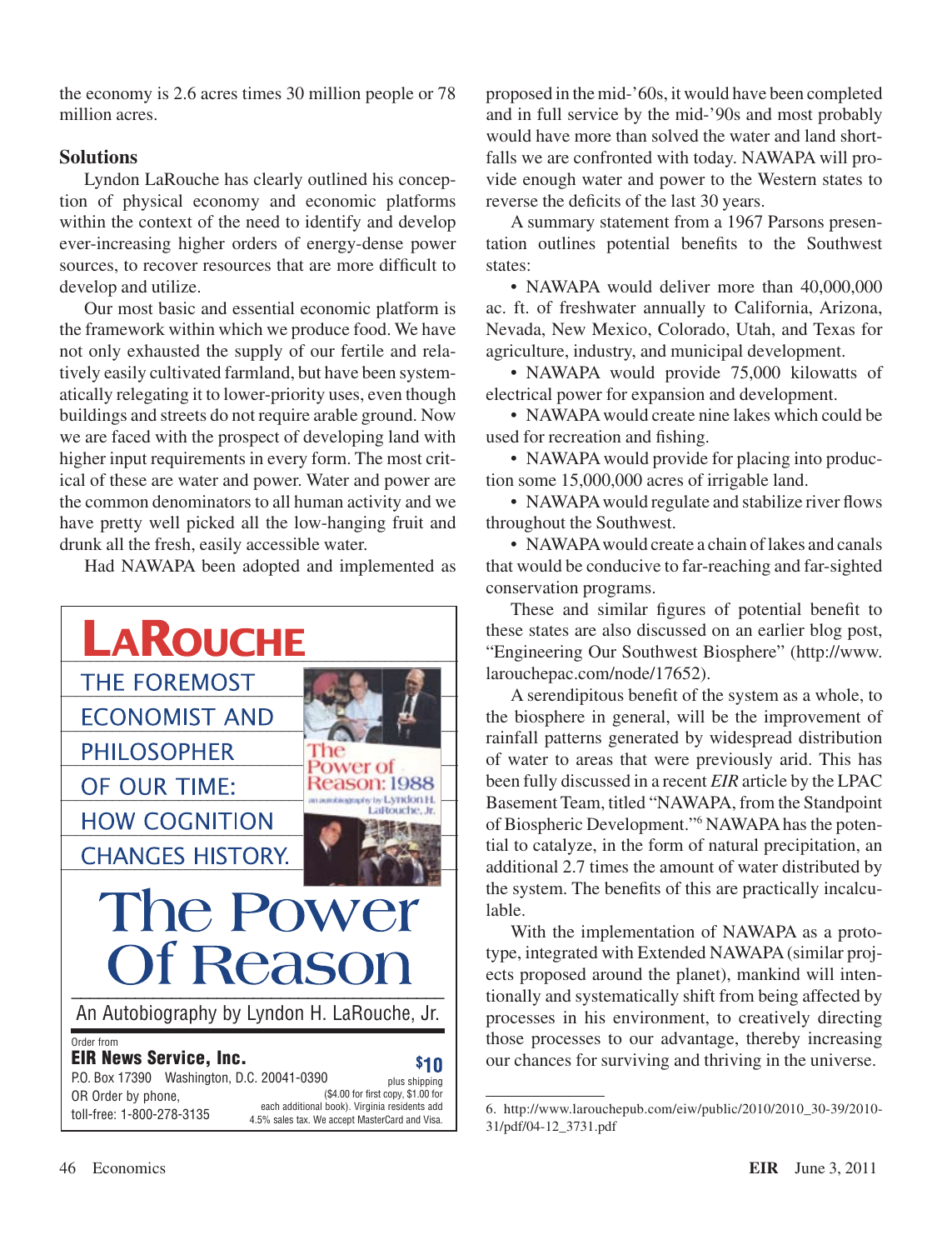the economy is 2.6 acres times 30 million people or 78 million acres.

## Solutions

Lyndon LaRouche has clearly outlined his conception of physical economy and economic platforms within the context of the need to identify and develop ever-increasing higher orders of energy-dense power sources, to recover resources that are more difficult to develop and utilize.

Our most basic and essential economic platform is the framework within which we produce food. We have not only exhausted the supply of our fertile and relatively easily cultivated farmland, but have been systematically relegating it to lower-priority uses, even though buildings and streets do not require arable ground. Now we are faced with the prospect of developing land with higher input requirements in every form. The most critical of these are water and power. Water and power are the common denominators to all human activity and we have pretty well picked all the low-hanging fruit and drunk all the fresh, easily accessible water.

Had NAWAPA been adopted and implemented as proposed in the mid-'60s, it would have been completed and in full service by the mid-'90s and most probably would have more than solved the water and land shortfalls we are confronted with today. NAWAPA will provide enough water and power to the Western states to reverse the deficits of the last 30 years.

A summary statement from a 1967 Parsons presentation outlines potential benefits to the Southwest states:

- NAWAPA would deliver more than 40,000,000 ac. ft. of freshwater annually to California, Arizona, Nevada, New Mexico, Colorado, Utah, and Texas for agriculture, industry, and municipal development.
- NAWAPA would provide 75,000 kilowatts of electrical power for expansion and development.
- NAWAPA would create nine lakes which could be used for recreation and fishing.
- NAWAPA would provide for placing into production some 15,000,000 acres of irrigable land.
- NAWAPA would regulate and stabilize river flows throughout the Southwest.
- NAWAPA would create a chain of lakes and canals that would be conducive to far-reaching and far-sighted conservation programs.

These and similar figures of potential benefit to these states are also discussed on an earlier blog post, "Engineering Our Southwest Biosphere" (http://www.larouchepac.com/node/17652).

A serendipitous benefit of the system as a whole, to the biosphere in general, will be the improvement of rainfall patterns generated by widespread distribution of water to areas that were previously arid. This has been fully discussed in a recent *EIR* article by the LPAC Basement Team, titled "NAWAPA, from the Standpoint of Biospheric Development."[6] NAWAPA has the potential to catalyze, in the form of natural precipitation, an additional 2.7 times the amount of water distributed by the system. The benefits of this are practically incalculable.

With the implementation of NAWAPA as a prototype, integrated with Extended NAWAPA (similar projects proposed around the planet), mankind will intentionally and systematically shift from being affected by processes in his environment, to creatively directing those processes to our advantage, thereby increasing our chances for surviving and thriving in the universe.

---

**LAROUCHE**

THE FOREMOST ECONOMIST AND PHILOSOPHER OF OUR TIME: HOW COGNITION CHANGES HISTORY.

The Power of Reason: 1988
an autobiography by Lyndon H. LaRouche, Jr.

# The Power Of Reason

An Autobiography by Lyndon H. LaRouche, Jr.

Order from
**EIR News Service, Inc.**
P.O. Box 17390 Washington, D.C. 20041-0390
OR Order by phone, toll-free: 1-800-278-3135

**$10** plus shipping ($4.00 for first copy, $1.00 for each additional book). Virginia residents add 4.5% sales tax. We accept MasterCard and Visa.

---

6. http://www.larouchepub.com/eiw/public/2010/2010_30-39/2010-31/pdf/04-12_3731.pdf